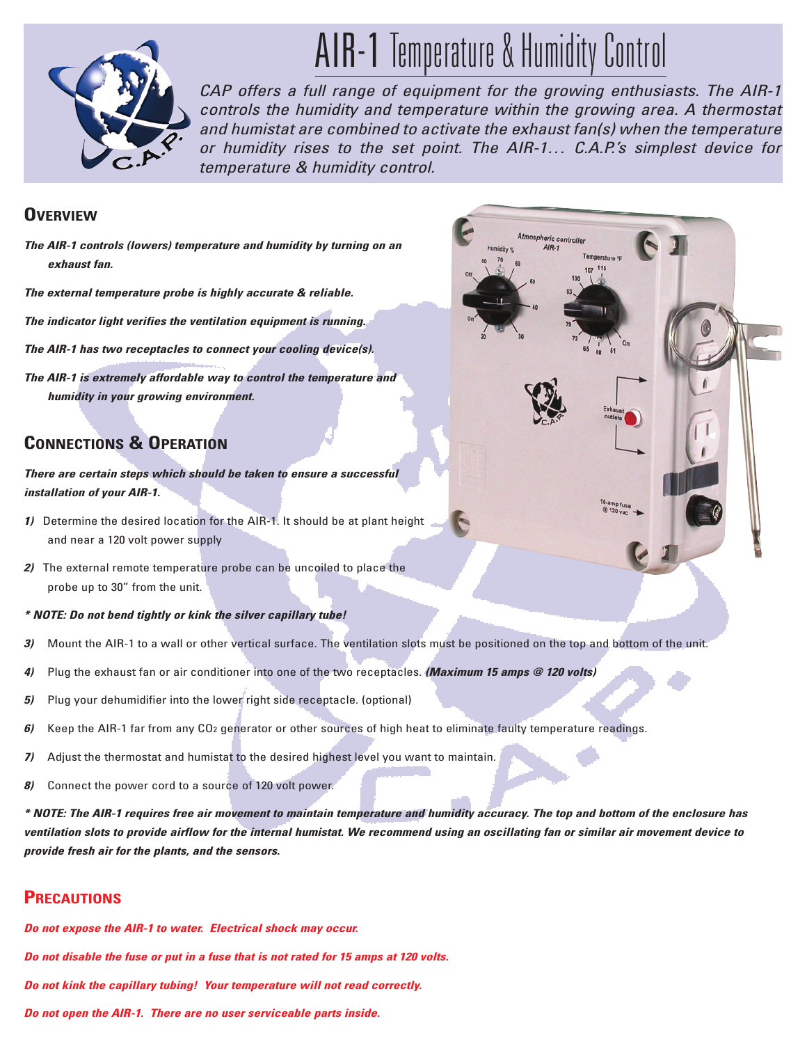# AIR-1 Temperature & Humidity Control

*CAP offers a full range of equipment for the growing enthusiasts. The AIR-1 controls the humidity and temperature within the growing area. A thermostat and humistat are combined to activate the exhaust fan(s) when the temperature or humidity rises to the set point. The AIR-1... C.A.P.'s simplest device for temperature & humidity control.*

## Overview

***The AIR-1 controls (lowers) temperature and humidity by turning on an exhaust fan.***

***The external temperature probe is highly accurate & reliable.***

***The indicator light verifies the ventilation equipment is running.***

***The AIR-1 has two receptacles to connect your cooling device(s).***

***The AIR-1 is extremely affordable way to control the temperature and humidity in your growing environment.***

## Connections & Operation

***There are certain steps which should be taken to ensure a successful installation of your AIR-1.***

***1)*** Determine the desired location for the AIR-1. It should be at plant height and near a 120 volt power supply

***2)*** The external remote temperature probe can be uncoiled to place the probe up to 30" from the unit.

****** NOTE: Do not bend tightly or kink the silver capillary tube!***

***3)*** Mount the AIR-1 to a wall or other vertical surface. The ventilation slots must be positioned on the top and bottom of the unit.

***4)*** Plug the exhaust fan or air conditioner into one of the two receptacles. ***(Maximum 15 amps @ 120 volts)***

***5)*** Plug your dehumidifier into the lower right side receptacle. (optional)

***6)*** Keep the AIR-1 far from any $CO_2$ generator or other sources of high heat to eliminate faulty temperature readings.

***7)*** Adjust the thermostat and humistat to the desired highest level you want to maintain.

***8)*** Connect the power cord to a source of 120 volt power.

****** NOTE: The AIR-1 requires free air movement to maintain temperature and humidity accuracy. The top and bottom of the enclosure has ventilation slots to provide airflow for the internal humistat. We recommend using an oscillating fan or similar air movement device to provide fresh air for the plants, and the sensors.***

## Precautions

***Do not expose the AIR-1 to water. Electrical shock may occur.***

***Do not disable the fuse or put in a fuse that is not rated for 15 amps at 120 volts.***

***Do not kink the capillary tubing! Your temperature will not read correctly.***

***Do not open the AIR-1. There are no user serviceable parts inside.***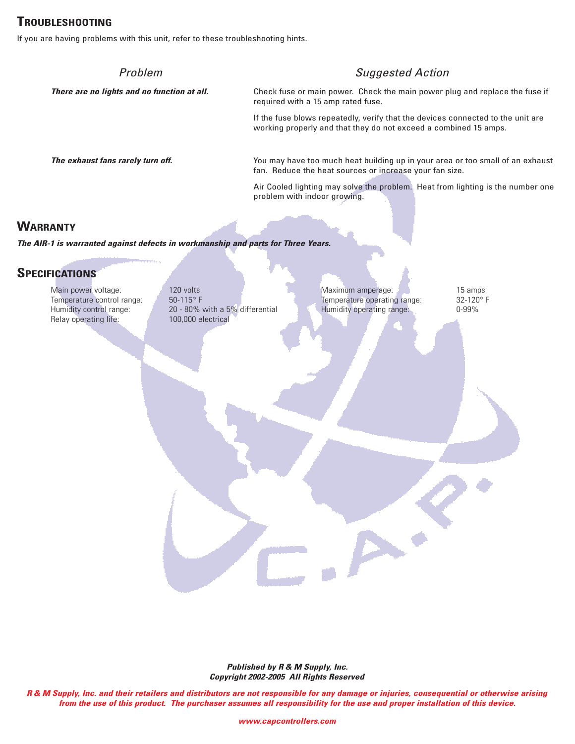## Troubleshooting

If you are having problems with this unit, refer to these troubleshooting hints.

| *Problem* | *Suggested Action* |
|---|---|
| ***There are no lights and no function at all.*** | Check fuse or main power. Check the main power plug and replace the fuse if required with a 15 amp rated fuse.<br><br>If the fuse blows repeatedly, verify that the devices connected to the unit are working properly and that they do not exceed a combined 15 amps. |
| ***The exhaust fans rarely turn off.*** | You may have too much heat building up in your area or too small of an exhaust fan. Reduce the heat sources or increase your fan size.<br><br>Air Cooled lighting may solve the problem. Heat from lighting is the number one problem with indoor growing. |

## Warranty

***The AIR-1 is warranted against defects in workmanship and parts for Three Years.***

## Specifications

| | | | |
|---|---|---|---|
| Main power voltage: | 120 volts | Maximum amperage: | 15 amps |
| Temperature control range: | 50-115° F | Temperature operating range: | 32-120° F |
| Humidity control range: | 20 - 80% with a 5% differential | Humidity operating range: | 0-99% |
| Relay operating life: | 100,000 electrical | | |

***Published by R & M Supply, Inc.***
***Copyright 2002-2005 All Rights Reserved***

***R & M Supply, Inc. and their retailers and distributors are not responsible for any damage or injuries, consequential or otherwise arising from the use of this product. The purchaser assumes all responsibility for the use and proper installation of this device.***

***www.capcontrollers.com***